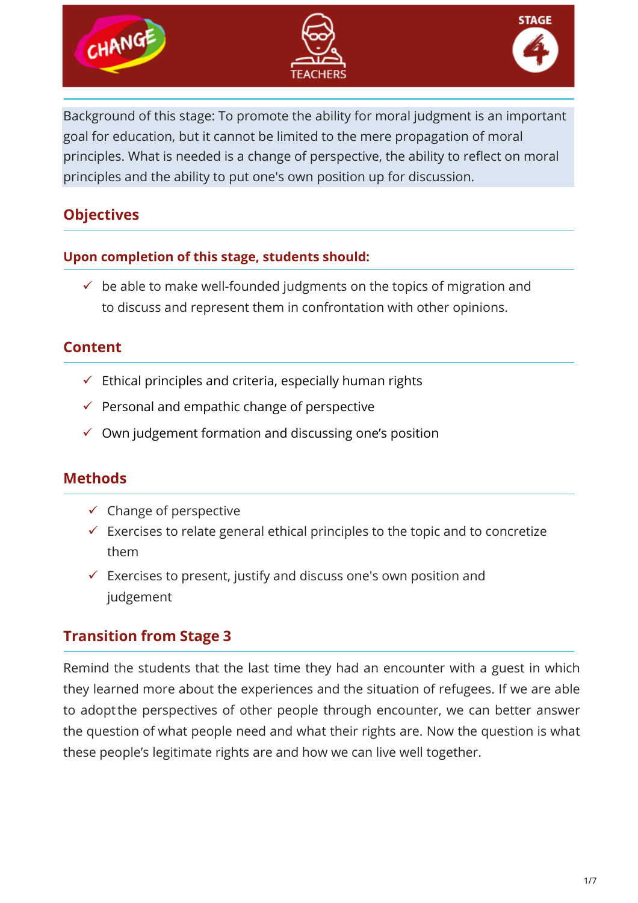CHANGE | TEACHERS | STAGE 4

Background of this stage: To promote the ability for moral judgment is an important goal for education, but it cannot be limited to the mere propagation of moral principles. What is needed is a change of perspective, the ability to reflect on moral principles and the ability to put one's own position up for discussion.

## Objectives

### Upon completion of this stage, students should:

- ✓ be able to make well-founded judgments on the topics of migration and to discuss and represent them in confrontation with other opinions.

## Content

- ✓ Ethical principles and criteria, especially human rights
- ✓ Personal and empathic change of perspective
- ✓ Own judgement formation and discussing one's position

## Methods

- ✓ Change of perspective
- ✓ Exercises to relate general ethical principles to the topic and to concretize them
- ✓ Exercises to present, justify and discuss one's own position and judgement

## Transition from Stage 3

Remind the students that the last time they had an encounter with a guest in which they learned more about the experiences and the situation of refugees. If we are able to adopt the perspectives of other people through encounter, we can better answer the question of what people need and what their rights are. Now the question is what these people's legitimate rights are and how we can live well together.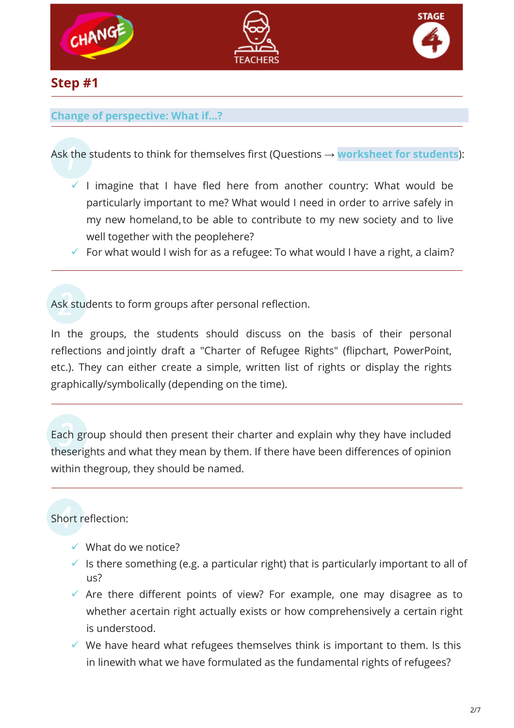## Step #1

### Change of perspective: What if...?

1. Ask the students to think for themselves first (Questions → **worksheet for students**):

   - ✓ I imagine that I have fled here from another country: What would be particularly important to me? What would I need in order to arrive safely in my new homeland, to be able to contribute to my new society and to live well together with the peoplehere?
   - ✓ For what would I wish for as a refugee: To what would I have a right, a claim?

---

2. Ask students to form groups after personal reflection.

   In the groups, the students should discuss on the basis of their personal reflections and jointly draft a "Charter of Refugee Rights" (flipchart, PowerPoint, etc.). They can either create a simple, written list of rights or display the rights graphically/symbolically (depending on the time).

---

3. Each group should then present their charter and explain why they have included theserights and what they mean by them. If there have been differences of opinion within thegroup, they should be named.

---

4. Short reflection:

   - ✓ What do we notice?
   - ✓ Is there something (e.g. a particular right) that is particularly important to all of us?
   - ✓ Are there different points of view? For example, one may disagree as to whether acertain right actually exists or how comprehensively a certain right is understood.
   - ✓ We have heard what refugees themselves think is important to them. Is this in linewith what we have formulated as the fundamental rights of refugees?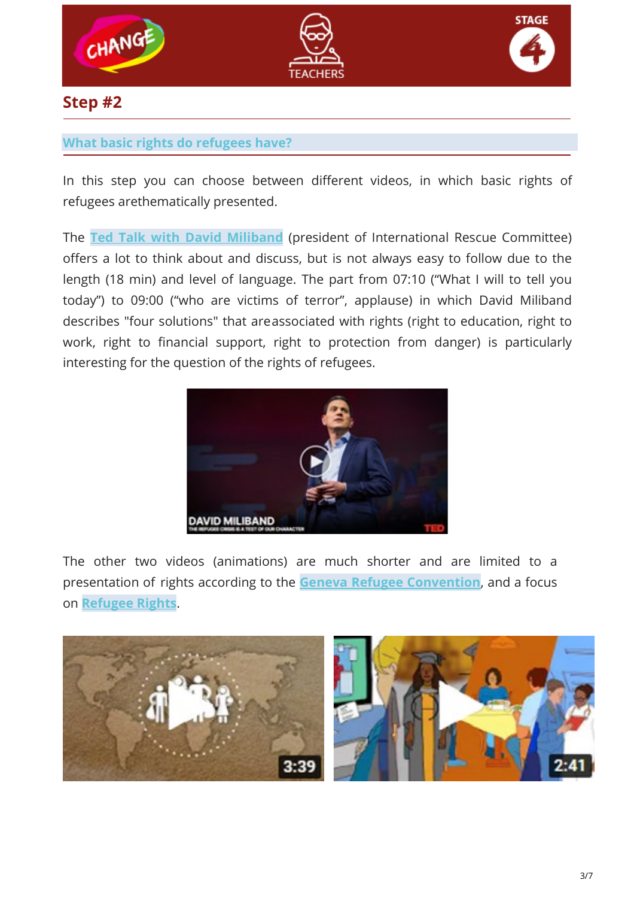## Step #2

### What basic rights do refugees have?

In this step you can choose between different videos, in which basic rights of refugees arethematically presented.

The **Ted Talk with David Miliband** (president of International Rescue Committee) offers a lot to think about and discuss, but is not always easy to follow due to the length (18 min) and level of language. The part from 07:10 ("What I will to tell you today") to 09:00 ("who are victims of terror", applause) in which David Miliband describes "four solutions" that areassociated with rights (right to education, right to work, right to financial support, right to protection from danger) is particularly interesting for the question of the rights of refugees.

The other two videos (animations) are much shorter and are limited to a presentation of rights according to the **Geneva Refugee Convention**, and a focus on **Refugee Rights**.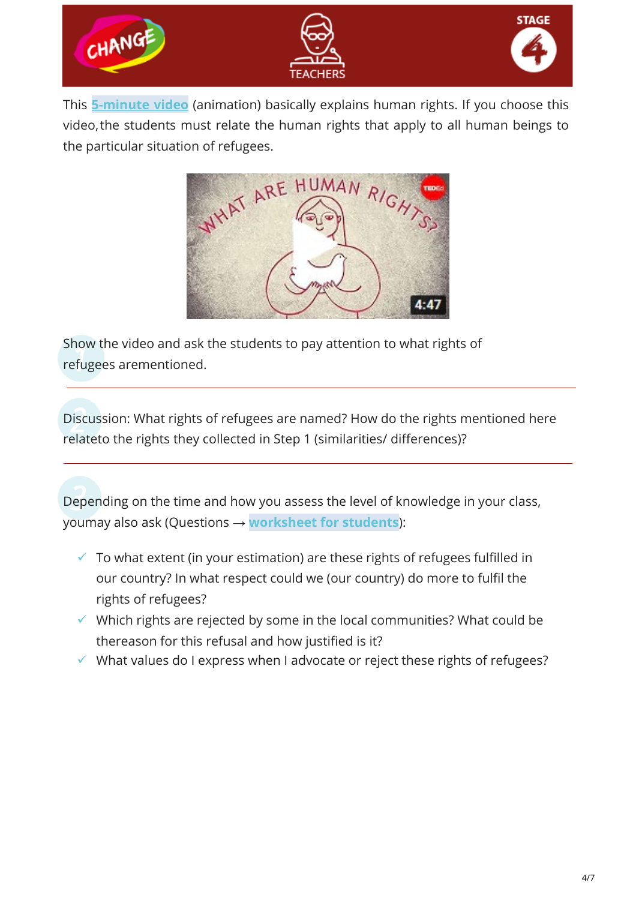This **5-minute video** (animation) basically explains human rights. If you choose this video, the students must relate the human rights that apply to all human beings to the particular situation of refugees.

1. Show the video and ask the students to pay attention to what rights of refugees arementioned.

---

2. Discussion: What rights of refugees are named? How do the rights mentioned here relateto the rights they collected in Step 1 (similarities/ differences)?

---

3. Depending on the time and how you assess the level of knowledge in your class, youmay also ask (Questions → **worksheet for students**):

- ✓ To what extent (in your estimation) are these rights of refugees fulfilled in our country? In what respect could we (our country) do more to fulfil the rights of refugees?
- ✓ Which rights are rejected by some in the local communities? What could be thereason for this refusal and how justified is it?
- ✓ What values do I express when I advocate or reject these rights of refugees?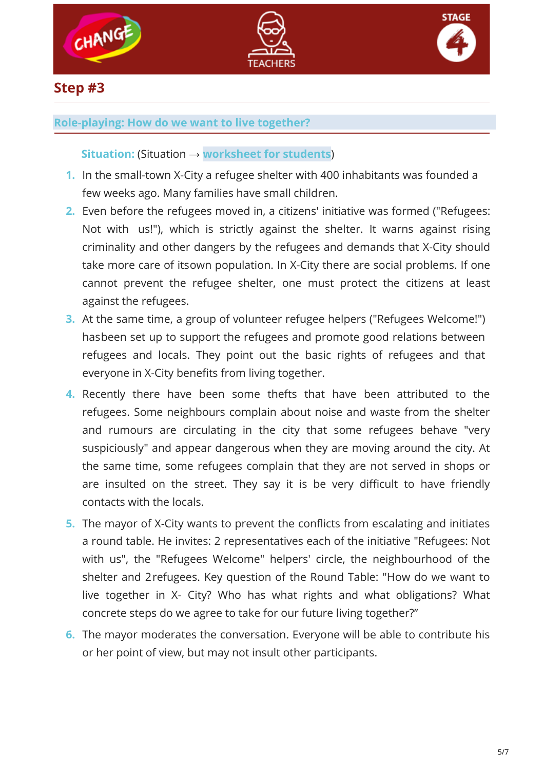## Step #3

### Role-playing: How do we want to live together?

**Situation:** (Situation → **worksheet for students**)

1. In the small-town X-City a refugee shelter with 400 inhabitants was founded a few weeks ago. Many families have small children.
2. Even before the refugees moved in, a citizens' initiative was formed ("Refugees: Not with us!"), which is strictly against the shelter. It warns against rising criminality and other dangers by the refugees and demands that X-City should take more care of itsown population. In X-City there are social problems. If one cannot prevent the refugee shelter, one must protect the citizens at least against the refugees.
3. At the same time, a group of volunteer refugee helpers ("Refugees Welcome!") hasbeen set up to support the refugees and promote good relations between refugees and locals. They point out the basic rights of refugees and that everyone in X-City benefits from living together.
4. Recently there have been some thefts that have been attributed to the refugees. Some neighbours complain about noise and waste from the shelter and rumours are circulating in the city that some refugees behave "very suspiciously" and appear dangerous when they are moving around the city. At the same time, some refugees complain that they are not served in shops or are insulted on the street. They say it is be very difficult to have friendly contacts with the locals.
5. The mayor of X-City wants to prevent the conflicts from escalating and initiates a round table. He invites: 2 representatives each of the initiative "Refugees: Not with us", the "Refugees Welcome" helpers' circle, the neighbourhood of the shelter and 2refugees. Key question of the Round Table: "How do we want to live together in X- City? Who has what rights and what obligations? What concrete steps do we agree to take for our future living together?"
6. The mayor moderates the conversation. Everyone will be able to contribute his or her point of view, but may not insult other participants.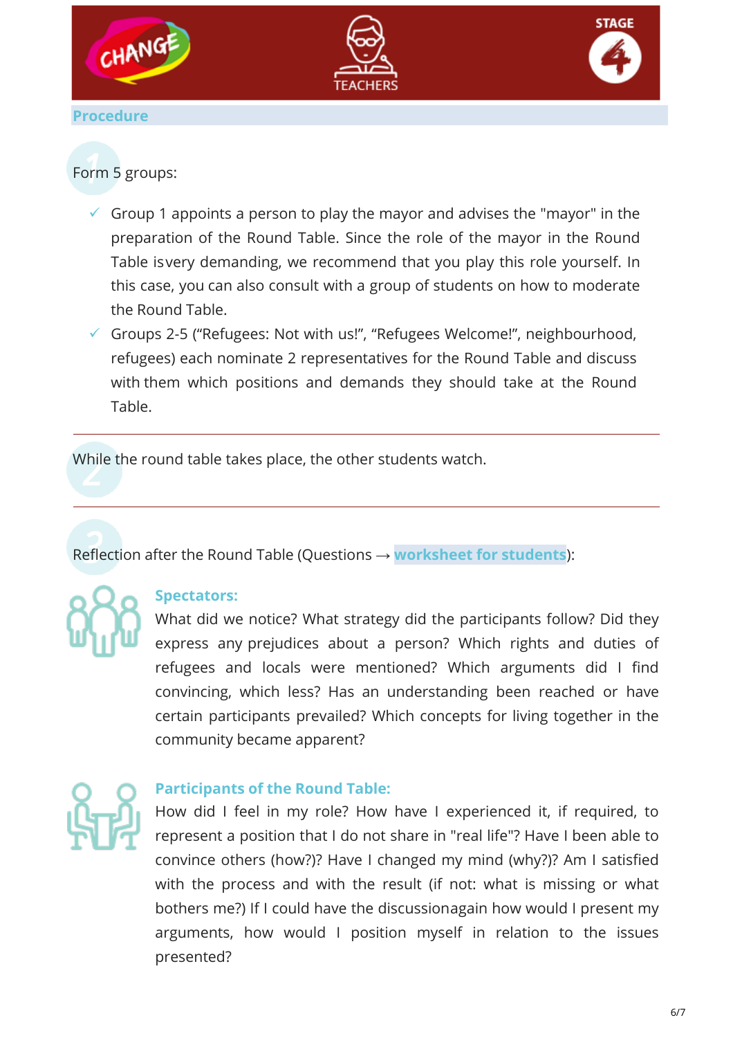## Procedure

1 Form 5 groups:

- ✓ Group 1 appoints a person to play the mayor and advises the "mayor" in the preparation of the Round Table. Since the role of the mayor in the Round Table isvery demanding, we recommend that you play this role yourself. In this case, you can also consult with a group of students on how to moderate the Round Table.
- ✓ Groups 2-5 ("Refugees: Not with us!", "Refugees Welcome!", neighbourhood, refugees) each nominate 2 representatives for the Round Table and discuss with them which positions and demands they should take at the Round Table.

---

2 While the round table takes place, the other students watch.

---

3 Reflection after the Round Table (Questions → **worksheet for students**):

**Spectators:**
What did we notice? What strategy did the participants follow? Did they express any prejudices about a person? Which rights and duties of refugees and locals were mentioned? Which arguments did I find convincing, which less? Has an understanding been reached or have certain participants prevailed? Which concepts for living together in the community became apparent?

**Participants of the Round Table:**
How did I feel in my role? How have I experienced it, if required, to represent a position that I do not share in "real life"? Have I been able to convince others (how?)? Have I changed my mind (why?)? Am I satisfied with the process and with the result (if not: what is missing or what bothers me?) If I could have the discussionagain how would I present my arguments, how would I position myself in relation to the issues presented?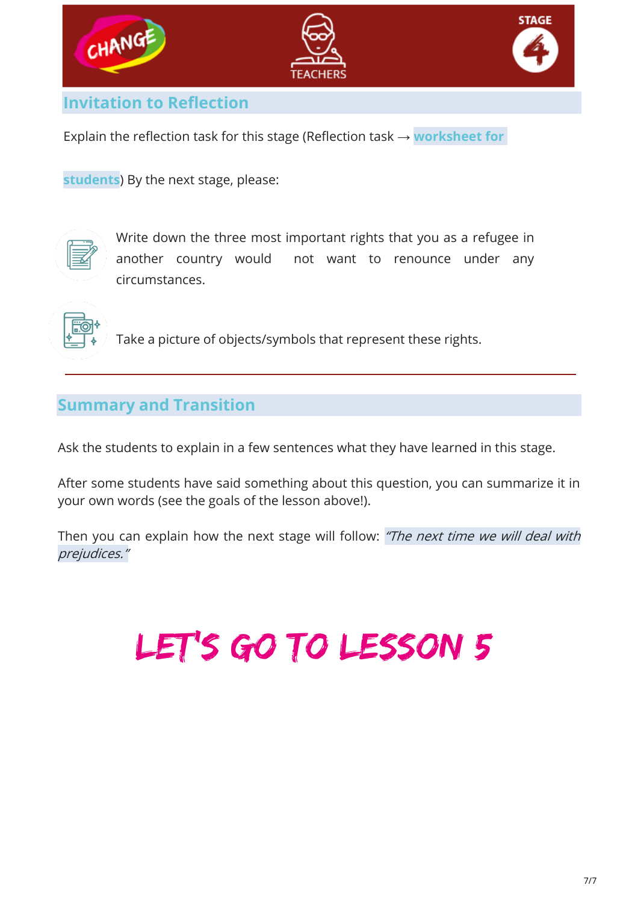## Invitation to Reflection

Explain the reflection task for this stage (Reflection task → **worksheet for students**) By the next stage, please:

- Write down the three most important rights that you as a refugee in another country would not want to renounce under any circumstances.
- Take a picture of objects/symbols that represent these rights.

## Summary and Transition

Ask the students to explain in a few sentences what they have learned in this stage.

After some students have said something about this question, you can summarize it in your own words (see the goals of the lesson above!).

Then you can explain how the next stage will follow: *"The next time we will deal with prejudices."*

# LET'S GO TO LESSON 5